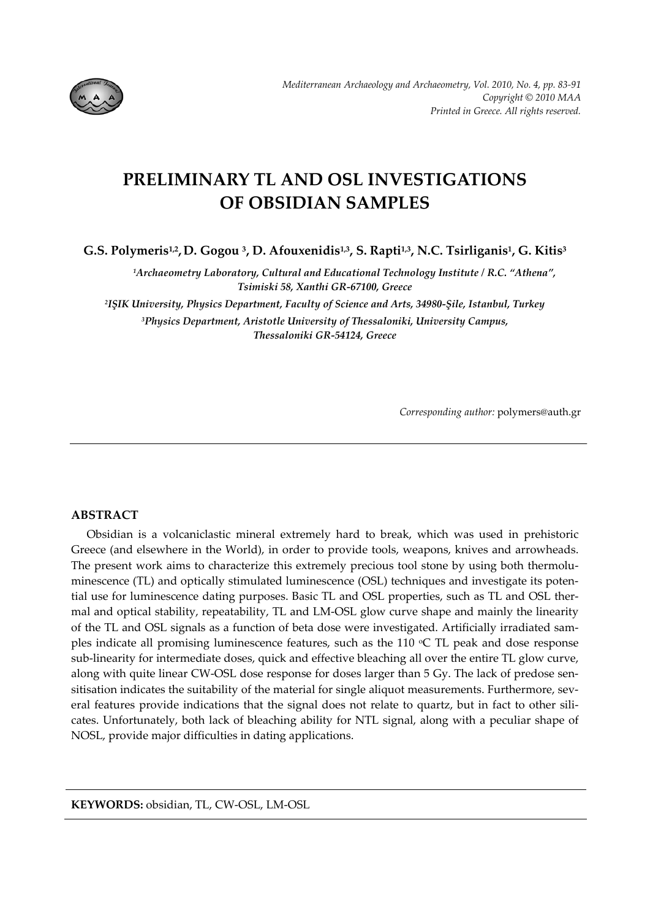# PRELIMINARY TL AND OSL INVESTIGATIONS OF OBSIDIAN SAMPLES

**G.S. Polymeris[1,2], D. Gogou [3], D. Afouxenidis[1,3], S. Rapti[1,3], N.C. Tsirliganis[1], G. Kitis[3]**

*[1]Archaeometry Laboratory, Cultural and Educational Technology Institute / R.C. "Athena", Tsimiski 58, Xanthi GR-67100, Greece*

*[2]IŞIK University, Physics Department, Faculty of Science and Arts, 34980-Şile, Istanbul, Turkey*

*[3]Physics Department, Aristotle University of Thessaloniki, University Campus, Thessaloniki GR-54124, Greece*

*Corresponding author:* polymers@auth.gr

## ABSTRACT

Obsidian is a volcaniclastic mineral extremely hard to break, which was used in prehistoric Greece (and elsewhere in the World), in order to provide tools, weapons, knives and arrowheads. The present work aims to characterize this extremely precious tool stone by using both thermoluminescence (TL) and optically stimulated luminescence (OSL) techniques and investigate its potential use for luminescence dating purposes. Basic TL and OSL properties, such as TL and OSL thermal and optical stability, repeatability, TL and LM-OSL glow curve shape and mainly the linearity of the TL and OSL signals as a function of beta dose were investigated. Artificially irradiated samples indicate all promising luminescence features, such as the 110 $^{o}$C TL peak and dose response sub-linearity for intermediate doses, quick and effective bleaching all over the entire TL glow curve, along with quite linear CW-OSL dose response for doses larger than 5 Gy. The lack of predose sensitisation indicates the suitability of the material for single aliquot measurements. Furthermore, several features provide indications that the signal does not relate to quartz, but in fact to other silicates. Unfortunately, both lack of bleaching ability for NTL signal, along with a peculiar shape of NOSL, provide major difficulties in dating applications.

**KEYWORDS:** obsidian, TL, CW-OSL, LM-OSL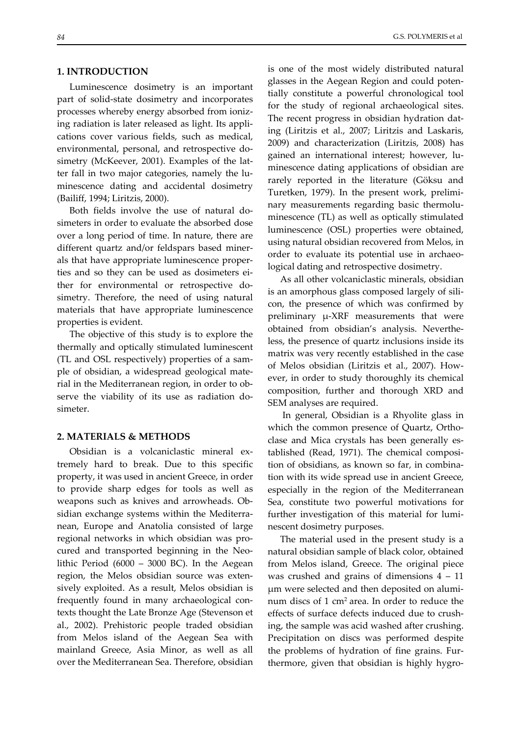## 1. INTRODUCTION

Luminescence dosimetry is an important part of solid-state dosimetry and incorporates processes whereby energy absorbed from ionizing radiation is later released as light. Its applications cover various fields, such as medical, environmental, personal, and retrospective dosimetry (McKeever, 2001). Examples of the latter fall in two major categories, namely the luminescence dating and accidental dosimetry (Bailiff, 1994; Liritzis, 2000).

Both fields involve the use of natural dosimeters in order to evaluate the absorbed dose over a long period of time. In nature, there are different quartz and/or feldspars based minerals that have appropriate luminescence properties and so they can be used as dosimeters either for environmental or retrospective dosimetry. Therefore, the need of using natural materials that have appropriate luminescence properties is evident.

The objective of this study is to explore the thermally and optically stimulated luminescent (TL and OSL respectively) properties of a sample of obsidian, a widespread geological material in the Mediterranean region, in order to observe the viability of its use as radiation dosimeter.

## 2. MATERIALS & METHODS

Obsidian is a volcaniclastic mineral extremely hard to break. Due to this specific property, it was used in ancient Greece, in order to provide sharp edges for tools as well as weapons such as knives and arrowheads. Obsidian exchange systems within the Mediterranean, Europe and Anatolia consisted of large regional networks in which obsidian was procured and transported beginning in the Neolithic Period (6000 – 3000 BC). In the Aegean region, the Melos obsidian source was extensively exploited. As a result, Melos obsidian is frequently found in many archaeological contexts thought the Late Bronze Age (Stevenson et al., 2002). Prehistoric people traded obsidian from Melos island of the Aegean Sea with mainland Greece, Asia Minor, as well as all over the Mediterranean Sea. Therefore, obsidian is one of the most widely distributed natural glasses in the Aegean Region and could potentially constitute a powerful chronological tool for the study of regional archaeological sites. The recent progress in obsidian hydration dating (Liritzis et al., 2007; Liritzis and Laskaris, 2009) and characterization (Liritzis, 2008) has gained an international interest; however, luminescence dating applications of obsidian are rarely reported in the literature (Göksu and Turetken, 1979). In the present work, preliminary measurements regarding basic thermoluminescence (TL) as well as optically stimulated luminescence (OSL) properties were obtained, using natural obsidian recovered from Melos, in order to evaluate its potential use in archaeological dating and retrospective dosimetry.

As all other volcaniclastic minerals, obsidian is an amorphous glass composed largely of silicon, the presence of which was confirmed by preliminary μ-XRF measurements that were obtained from obsidian's analysis. Nevertheless, the presence of quartz inclusions inside its matrix was very recently established in the case of Melos obsidian (Liritzis et al., 2007). However, in order to study thoroughly its chemical composition, further and thorough XRD and SEM analyses are required.

In general, Obsidian is a Rhyolite glass in which the common presence of Quartz, Orthoclase and Mica crystals has been generally established (Read, 1971). The chemical composition of obsidians, as known so far, in combination with its wide spread use in ancient Greece, especially in the region of the Mediterranean Sea, constitute two powerful motivations for further investigation of this material for luminescent dosimetry purposes.

The material used in the present study is a natural obsidian sample of black color, obtained from Melos island, Greece. The original piece was crushed and grains of dimensions 4 – 11 μm were selected and then deposited on aluminum discs of 1 $cm^2$ area. In order to reduce the effects of surface defects induced due to crushing, the sample was acid washed after crushing. Precipitation on discs was performed despite the problems of hydration of fine grains. Furthermore, given that obsidian is highly hygro-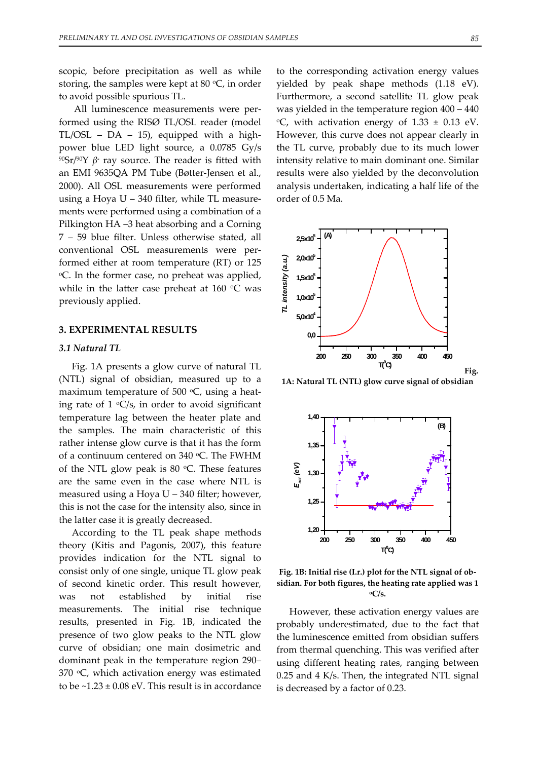scopic, before precipitation as well as while storing, the samples were kept at 80 °C, in order to avoid possible spurious TL.

All luminescence measurements were performed using the RISØ TL/OSL reader (model TL/OSL – DA – 15), equipped with a high-power blue LED light source, a 0.0785 Gy/s $^{90}$Sr/$^{90}$Y $\beta^{-}$ ray source. The reader is fitted with an EMI 9635QA PM Tube (Bøtter-Jensen et al., 2000). All OSL measurements were performed using a Hoya U – 340 filter, while TL measurements were performed using a combination of a Pilkington HA –3 heat absorbing and a Corning 7 – 59 blue filter. Unless otherwise stated, all conventional OSL measurements were performed either at room temperature (RT) or 125 °C. In the former case, no preheat was applied, while in the latter case preheat at 160 °C was previously applied.

## 3. EXPERIMENTAL RESULTS

### *3.1 Natural TL*

Fig. 1A presents a glow curve of natural TL (NTL) signal of obsidian, measured up to a maximum temperature of 500 °C, using a heating rate of 1 °C/s, in order to avoid significant temperature lag between the heater plate and the samples. The main characteristic of this rather intense glow curve is that it has the form of a continuum centered on 340 °C. The FWHM of the NTL glow peak is 80 °C. These features are the same even in the case where NTL is measured using a Hoya U – 340 filter; however, this is not the case for the intensity also, since in the latter case it is greatly decreased.

According to the TL peak shape methods theory (Kitis and Pagonis, 2007), this feature provides indication for the NTL signal to consist only of one single, unique TL glow peak of second kinetic order. This result however, was not established by initial rise measurements. The initial rise technique results, presented in Fig. 1B, indicated the presence of two glow peaks to the NTL glow curve of obsidian; one main dosimetric and dominant peak in the temperature region 290–370 °C, which activation energy was estimated to be ~1.23 ± 0.08 eV. This result is in accordance to the corresponding activation energy values yielded by peak shape methods (1.18 eV). Furthermore, a second satellite TL glow peak was yielded in the temperature region 400 – 440 °C, with activation energy of 1.33 ± 0.13 eV. However, this curve does not appear clearly in the TL curve, probably due to its much lower intensity relative to main dominant one. Similar results were also yielded by the deconvolution analysis undertaken, indicating a half life of the order of 0.5 Ma.

**Fig. 1A: Natural TL (NTL) glow curve signal of obsidian**

**Fig. 1B: Initial rise (I.r.) plot for the NTL signal of obsidian. For both figures, the heating rate applied was 1 °C/s.**

However, these activation energy values are probably underestimated, due to the fact that the luminescence emitted from obsidian suffers from thermal quenching. This was verified after using different heating rates, ranging between 0.25 and 4 K/s. Then, the integrated NTL signal is decreased by a factor of 0.23.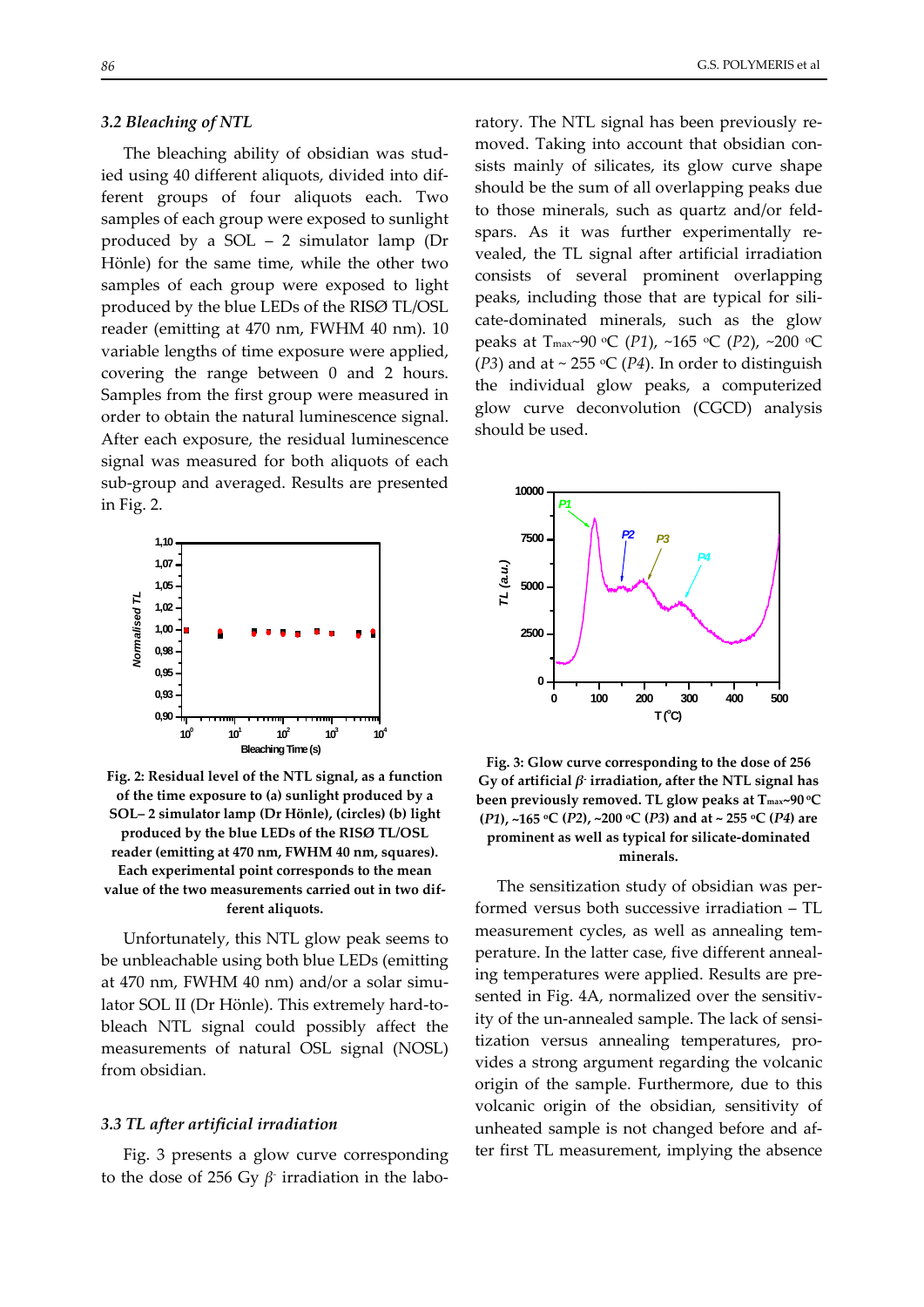### 3.2 Bleaching of NTL

The bleaching ability of obsidian was studied using 40 different aliquots, divided into different groups of four aliquots each. Two samples of each group were exposed to sunlight produced by a SOL – 2 simulator lamp (Dr Hönle) for the same time, while the other two samples of each group were exposed to light produced by the blue LEDs of the RISØ TL/OSL reader (emitting at 470 nm, FWHM 40 nm). 10 variable lengths of time exposure were applied, covering the range between 0 and 2 hours. Samples from the first group were measured in order to obtain the natural luminescence signal. After each exposure, the residual luminescence signal was measured for both aliquots of each sub-group and averaged. Results are presented in Fig. 2.

**Fig. 2: Residual level of the NTL signal, as a function of the time exposure to (a) sunlight produced by a SOL– 2 simulator lamp (Dr Hönle), (circles) (b) light produced by the blue LEDs of the RISØ TL/OSL reader (emitting at 470 nm, FWHM 40 nm, squares). Each experimental point corresponds to the mean value of the two measurements carried out in two different aliquots.**

Unfortunately, this NTL glow peak seems to be unbleachable using both blue LEDs (emitting at 470 nm, FWHM 40 nm) and/or a solar simulator SOL II (Dr Hönle). This extremely hard-to-bleach NTL signal could possibly affect the measurements of natural OSL signal (NOSL) from obsidian.

### 3.3 TL after artificial irradiation

Fig. 3 presents a glow curve corresponding to the dose of 256 Gy $\beta^-$ irradiation in the laboratory. The NTL signal has been previously removed. Taking into account that obsidian consists mainly of silicates, its glow curve shape should be the sum of all overlapping peaks due to those minerals, such as quartz and/or feldspars. As it was further experimentally revealed, the TL signal after artificial irradiation consists of several prominent overlapping peaks, including those that are typical for silicate-dominated minerals, such as the glow peaks at $T_{max}$~90 °C (*P1*), ~165 °C (*P2*), ~200 °C (*P3*) and at ~ 255 °C (*P4*). In order to distinguish the individual glow peaks, a computerized glow curve deconvolution (CGCD) analysis should be used.

**Fig. 3: Glow curve corresponding to the dose of 256 Gy of artificial $\beta^-$ irradiation, after the NTL signal has been previously removed. TL glow peaks at $T_{max}$~90 °C (*P1*), ~165 °C (*P2*), ~200 °C (*P3*) and at ~ 255 °C (*P4*) are prominent as well as typical for silicate-dominated minerals.**

The sensitization study of obsidian was performed versus both successive irradiation – TL measurement cycles, as well as annealing temperature. In the latter case, five different annealing temperatures were applied. Results are presented in Fig. 4A, normalized over the sensitivity of the un-annealed sample. The lack of sensitization versus annealing temperatures, provides a strong argument regarding the volcanic origin of the sample. Furthermore, due to this volcanic origin of the obsidian, sensitivity of unheated sample is not changed before and after first TL measurement, implying the absence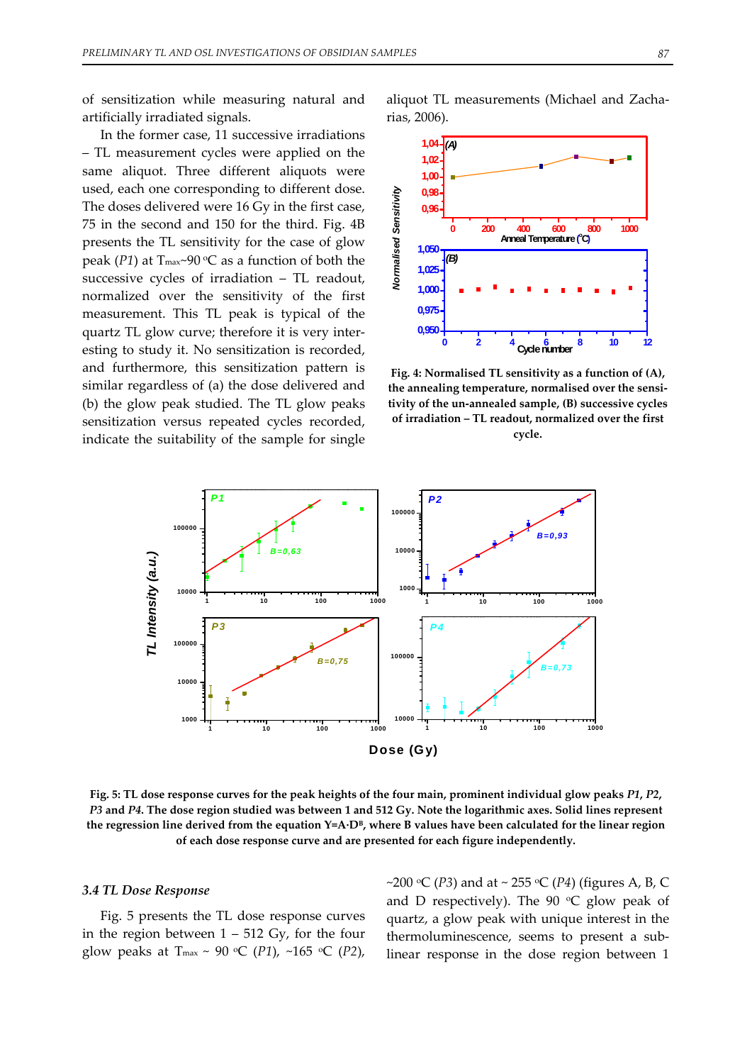of sensitization while measuring natural and artificially irradiated signals.

In the former case, 11 successive irradiations – TL measurement cycles were applied on the same aliquot. Three different aliquots were used, each one corresponding to different dose. The doses delivered were 16 Gy in the first case, 75 in the second and 150 for the third. Fig. 4B presents the TL sensitivity for the case of glow peak (*P1*) at $T_{max}$~90 °C as a function of both the successive cycles of irradiation – TL readout, normalized over the sensitivity of the first measurement. This TL peak is typical of the quartz TL glow curve; therefore it is very interesting to study it. No sensitization is recorded, and furthermore, this sensitization pattern is similar regardless of (a) the dose delivered and (b) the glow peak studied. The TL glow peaks sensitization versus repeated cycles recorded, indicate the suitability of the sample for single aliquot TL measurements (Michael and Zacharias, 2006).

**Fig. 4: Normalised TL sensitivity as a function of (A), the annealing temperature, normalised over the sensitivity of the un-annealed sample, (B) successive cycles of irradiation – TL readout, normalized over the first cycle.**

**Fig. 5: TL dose response curves for the peak heights of the four main, prominent individual glow peaks *P1*, *P2*, *P3* and *P4*. The dose region studied was between 1 and 512 Gy. Note the logarithmic axes. Solid lines represent the regression line derived from the equation $Y=A \cdot D^B$, where B values have been calculated for the linear region of each dose response curve and are presented for each figure independently.**

### *3.4 TL Dose Response*

Fig. 5 presents the TL dose response curves in the region between 1 – 512 Gy, for the four glow peaks at $T_{max}$ ~ 90 °C (*P1*), ~165 °C (*P2*), ~200 °C (*P3*) and at ~ 255 °C (*P4*) (figures A, B, C and D respectively). The 90 °C glow peak of quartz, a glow peak with unique interest in the thermoluminescence, seems to present a sub-linear response in the dose region between 1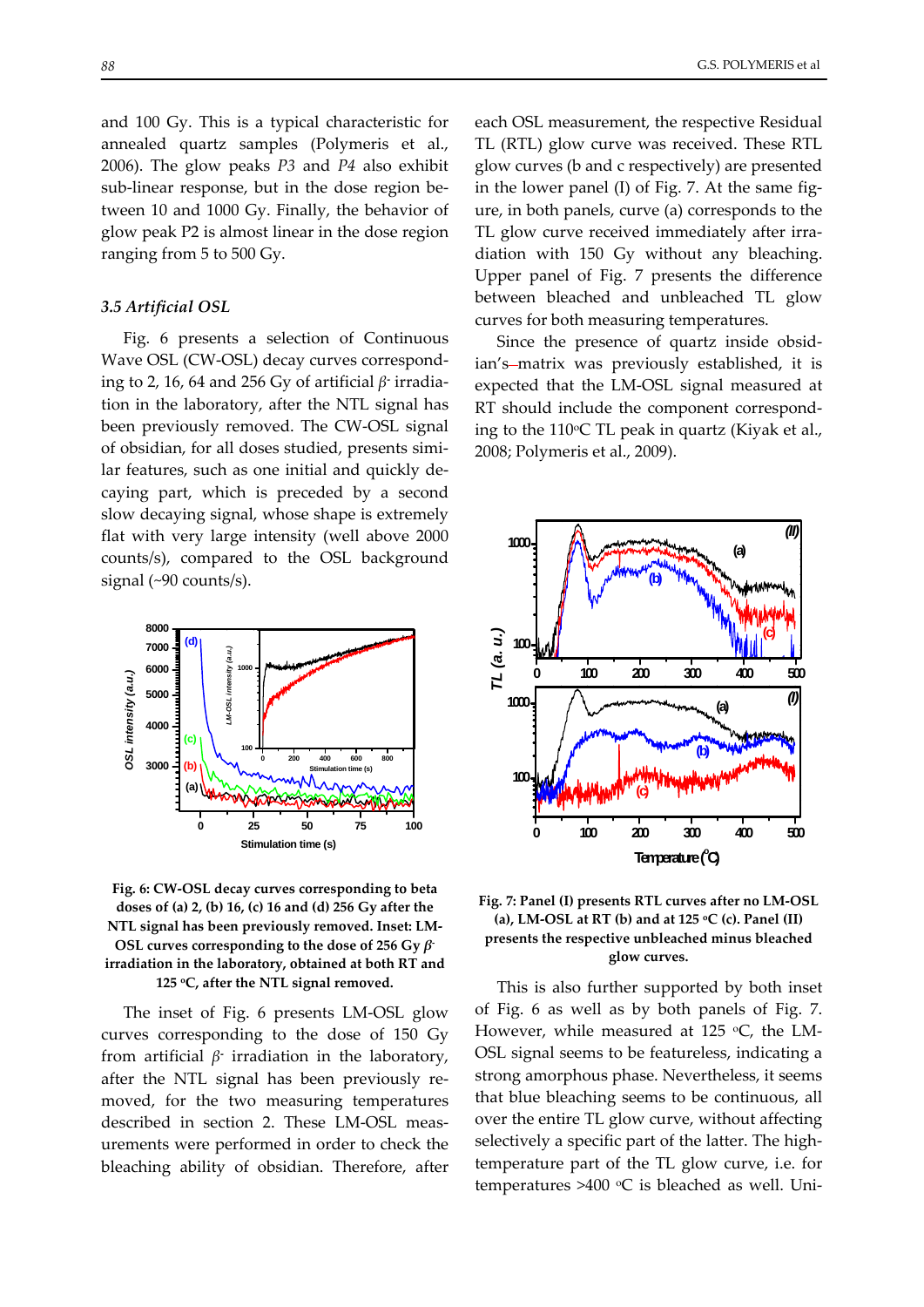and 100 Gy. This is a typical characteristic for annealed quartz samples (Polymeris et al., 2006). The glow peaks *P3* and *P4* also exhibit sub-linear response, but in the dose region between 10 and 1000 Gy. Finally, the behavior of glow peak P2 is almost linear in the dose region ranging from 5 to 500 Gy.

### 3.5 Artificial OSL

Fig. 6 presents a selection of Continuous Wave OSL (CW-OSL) decay curves corresponding to 2, 16, 64 and 256 Gy of artificial $\beta^-$ irradiation in the laboratory, after the NTL signal has been previously removed. The CW-OSL signal of obsidian, for all doses studied, presents similar features, such as one initial and quickly decaying part, which is preceded by a second slow decaying signal, whose shape is extremely flat with very large intensity (well above 2000 counts/s), compared to the OSL background signal (~90 counts/s).

**Fig. 6: CW-OSL decay curves corresponding to beta doses of (a) 2, (b) 16, (c) 16 and (d) 256 Gy after the NTL signal has been previously removed. Inset: LM-OSL curves corresponding to the dose of 256 Gy $\beta^-$ irradiation in the laboratory, obtained at both RT and 125 °C, after the NTL signal removed.**

The inset of Fig. 6 presents LM-OSL glow curves corresponding to the dose of 150 Gy from artificial $\beta^-$ irradiation in the laboratory, after the NTL signal has been previously removed, for the two measuring temperatures described in section 2. These LM-OSL measurements were performed in order to check the bleaching ability of obsidian. Therefore, after each OSL measurement, the respective Residual TL (RTL) glow curve was received. These RTL glow curves (b and c respectively) are presented in the lower panel (I) of Fig. 7. At the same figure, in both panels, curve (a) corresponds to the TL glow curve received immediately after irradiation with 150 Gy without any bleaching. Upper panel of Fig. 7 presents the difference between bleached and unbleached TL glow curves for both measuring temperatures.

Since the presence of quartz inside obsidian's matrix was previously established, it is expected that the LM-OSL signal measured at RT should include the component corresponding to the 110°C TL peak in quartz (Kiyak et al., 2008; Polymeris et al., 2009).

**Fig. 7: Panel (I) presents RTL curves after no LM-OSL (a), LM-OSL at RT (b) and at 125 °C (c). Panel (II) presents the respective unbleached minus bleached glow curves.**

This is also further supported by both inset of Fig. 6 as well as by both panels of Fig. 7. However, while measured at 125 °C, the LM-OSL signal seems to be featureless, indicating a strong amorphous phase. Nevertheless, it seems that blue bleaching seems to be continuous, all over the entire TL glow curve, without affecting selectively a specific part of the latter. The high-temperature part of the TL glow curve, i.e. for temperatures >400 °C is bleached as well. Uni-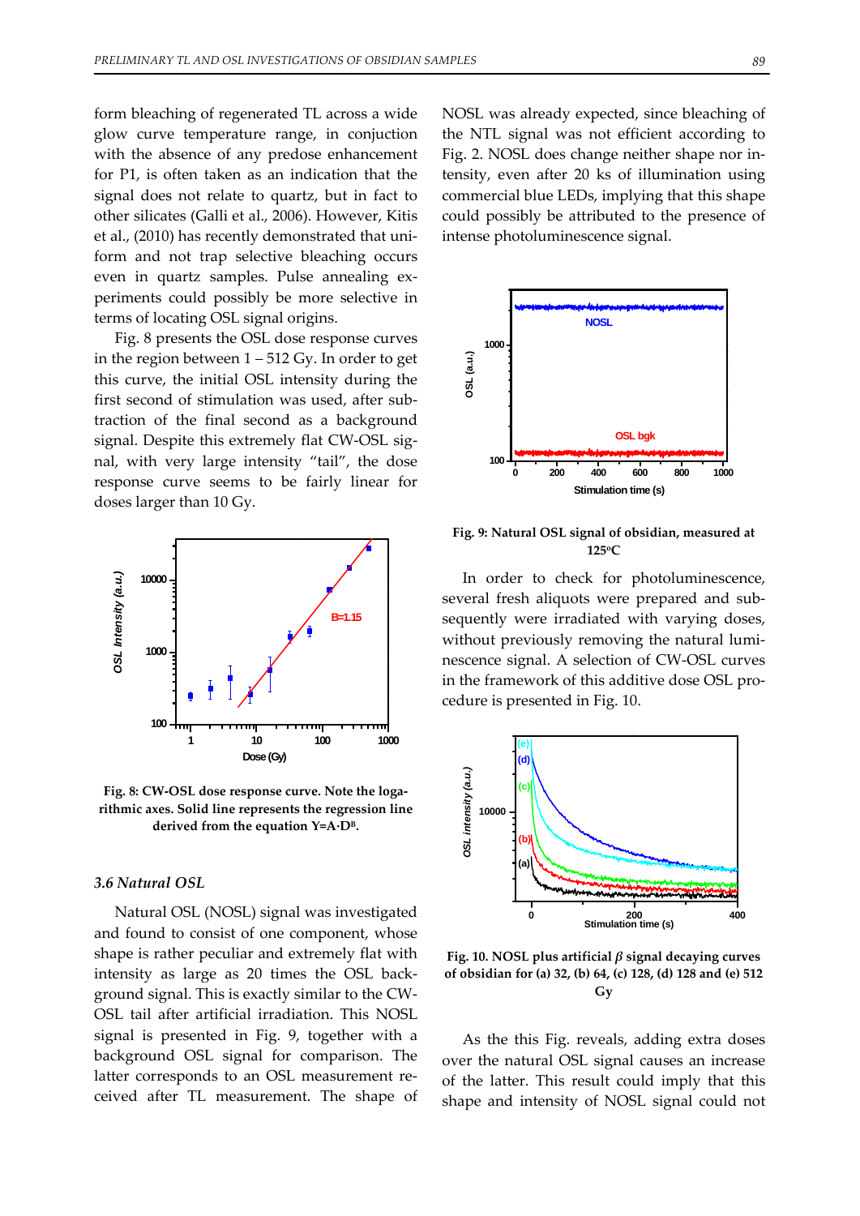form bleaching of regenerated TL across a wide glow curve temperature range, in conjuction with the absence of any predose enhancement for P1, is often taken as an indication that the signal does not relate to quartz, but in fact to other silicates (Galli et al., 2006). However, Kitis et al., (2010) has recently demonstrated that uniform and not trap selective bleaching occurs even in quartz samples. Pulse annealing experiments could possibly be more selective in terms of locating OSL signal origins.

Fig. 8 presents the OSL dose response curves in the region between 1 – 512 Gy. In order to get this curve, the initial OSL intensity during the first second of stimulation was used, after subtraction of the final second as a background signal. Despite this extremely flat CW-OSL signal, with very large intensity "tail", the dose response curve seems to be fairly linear for doses larger than 10 Gy.

**Fig. 8: CW-OSL dose response curve. Note the logarithmic axes. Solid line represents the regression line derived from the equation $Y=A \cdot D^B$.**

### *3.6 Natural OSL*

Natural OSL (NOSL) signal was investigated and found to consist of one component, whose shape is rather peculiar and extremely flat with intensity as large as 20 times the OSL background signal. This is exactly similar to the CW-OSL tail after artificial irradiation. This NOSL signal is presented in Fig. 9, together with a background OSL signal for comparison. The latter corresponds to an OSL measurement received after TL measurement. The shape of NOSL was already expected, since bleaching of the NTL signal was not efficient according to Fig. 2. NOSL does change neither shape nor intensity, even after 20 ks of illumination using commercial blue LEDs, implying that this shape could possibly be attributed to the presence of intense photoluminescence signal.

**Fig. 9: Natural OSL signal of obsidian, measured at 125°C**

In order to check for photoluminescence, several fresh aliquots were prepared and subsequently were irradiated with varying doses, without previously removing the natural luminescence signal. A selection of CW-OSL curves in the framework of this additive dose OSL procedure is presented in Fig. 10.

**Fig. 10. NOSL plus artificial $\beta$ signal decaying curves of obsidian for (a) 32, (b) 64, (c) 128, (d) 128 and (e) 512 Gy**

As the this Fig. reveals, adding extra doses over the natural OSL signal causes an increase of the latter. This result could imply that this shape and intensity of NOSL signal could not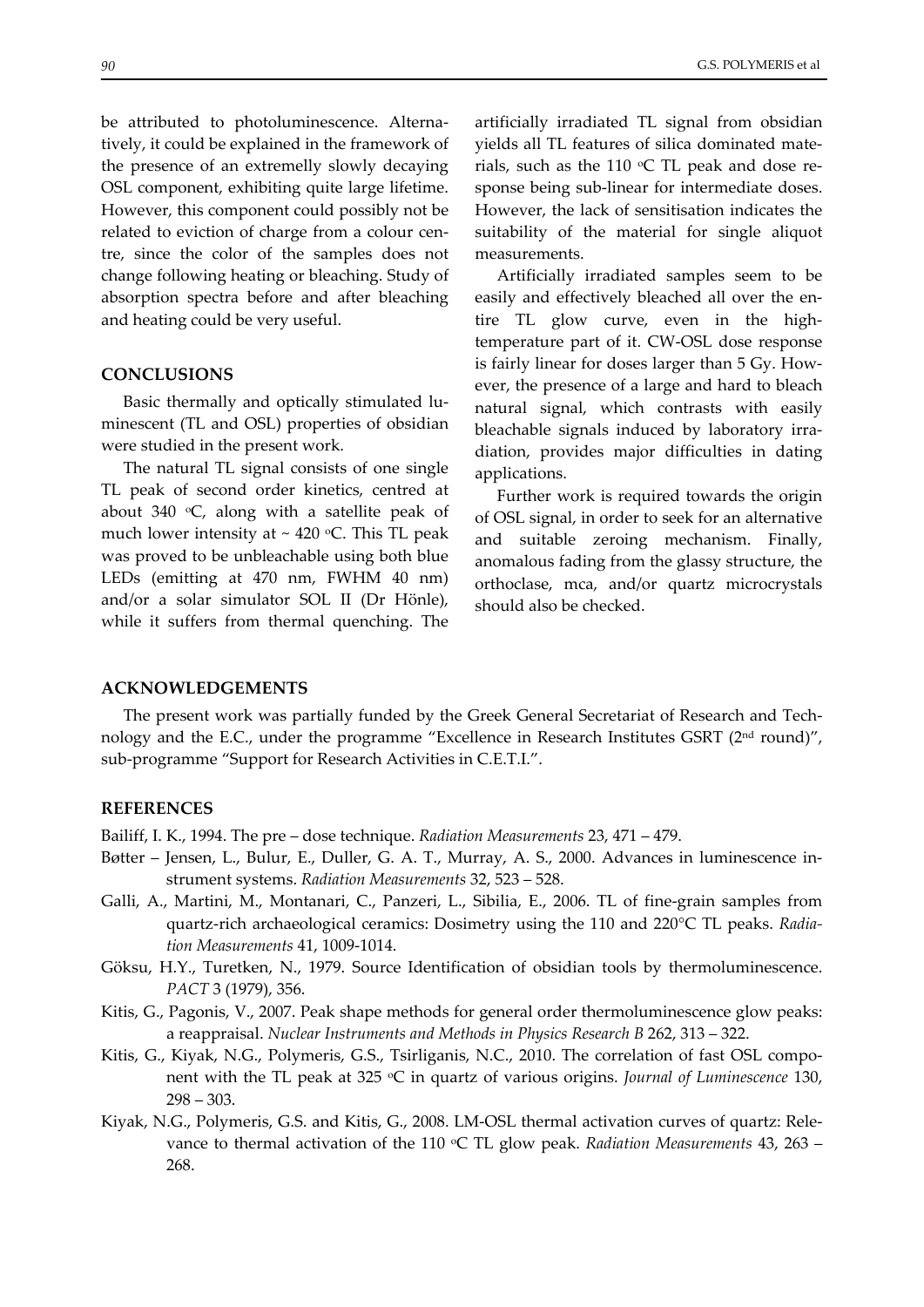be attributed to photoluminescence. Alternatively, it could be explained in the framework of the presence of an extremelly slowly decaying OSL component, exhibiting quite large lifetime. However, this component could possibly not be related to eviction of charge from a colour centre, since the color of the samples does not change following heating or bleaching. Study of absorption spectra before and after bleaching and heating could be very useful.

## CONCLUSIONS

Basic thermally and optically stimulated luminescent (TL and OSL) properties of obsidian were studied in the present work.

The natural TL signal consists of one single TL peak of second order kinetics, centred at about 340 °C, along with a satellite peak of much lower intensity at ~ 420 °C. This TL peak was proved to be unbleachable using both blue LEDs (emitting at 470 nm, FWHM 40 nm) and/or a solar simulator SOL II (Dr Hönle), while it suffers from thermal quenching. The artificially irradiated TL signal from obsidian yields all TL features of silica dominated materials, such as the 110 °C TL peak and dose response being sub-linear for intermediate doses. However, the lack of sensitisation indicates the suitability of the material for single aliquot measurements.

Artificially irradiated samples seem to be easily and effectively bleached all over the entire TL glow curve, even in the high-temperature part of it. CW-OSL dose response is fairly linear for doses larger than 5 Gy. However, the presence of a large and hard to bleach natural signal, which contrasts with easily bleachable signals induced by laboratory irradiation, provides major difficulties in dating applications.

Further work is required towards the origin of OSL signal, in order to seek for an alternative and suitable zeroing mechanism. Finally, anomalous fading from the glassy structure, the orthoclase, mca, and/or quartz microcrystals should also be checked.

## ACKNOWLEDGEMENTS

The present work was partially funded by the Greek General Secretariat of Research and Technology and the E.C., under the programme "Excellence in Research Institutes GSRT (2nd round)", sub-programme "Support for Research Activities in C.E.T.I.".

## REFERENCES

Bailiff, I. K., 1994. The pre – dose technique. *Radiation Measurements* 23, 471 – 479.

Bøtter – Jensen, L., Bulur, E., Duller, G. A. T., Murray, A. S., 2000. Advances in luminescence instrument systems. *Radiation Measurements* 32, 523 – 528.

Galli, A., Martini, M., Montanari, C., Panzeri, L., Sibilia, E., 2006. TL of fine-grain samples from quartz-rich archaeological ceramics: Dosimetry using the 110 and 220°C TL peaks. *Radiation Measurements* 41, 1009-1014.

Göksu, H.Y., Turetken, N., 1979. Source Identification of obsidian tools by thermoluminescence. *PACT* 3 (1979), 356.

Kitis, G., Pagonis, V., 2007. Peak shape methods for general order thermoluminescence glow peaks: a reappraisal. *Nuclear Instruments and Methods in Physics Research B* 262, 313 – 322.

Kitis, G., Kiyak, N.G., Polymeris, G.S., Tsirliganis, N.C., 2010. The correlation of fast OSL component with the TL peak at 325 °C in quartz of various origins. *Journal of Luminescence* 130, 298 – 303.

Kiyak, N.G., Polymeris, G.S. and Kitis, G., 2008. LM-OSL thermal activation curves of quartz: Relevance to thermal activation of the 110 °C TL glow peak. *Radiation Measurements* 43, 263 – 268.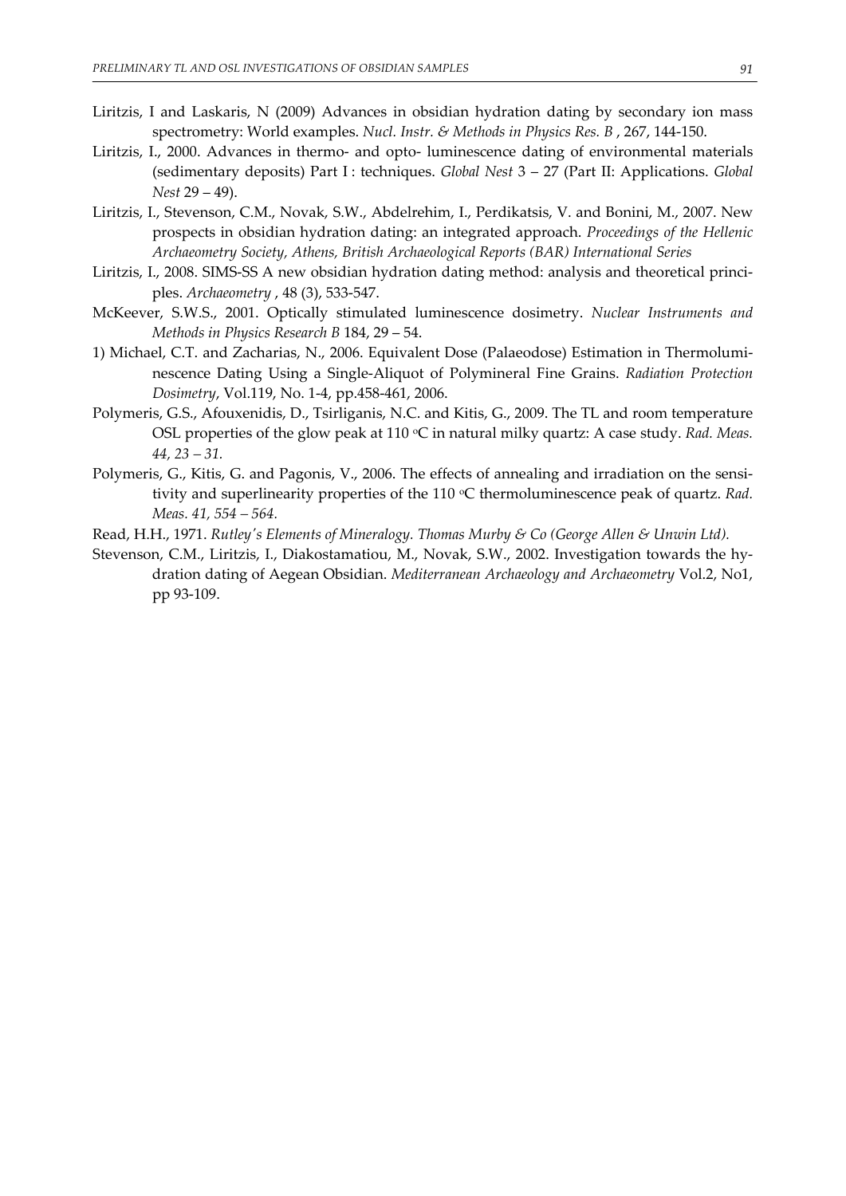Liritzis, I and Laskaris, N (2009) Advances in obsidian hydration dating by secondary ion mass spectrometry: World examples. *Nucl. Instr. & Methods in Physics Res. B* , 267, 144-150.

Liritzis, I., 2000. Advances in thermo- and opto- luminescence dating of environmental materials (sedimentary deposits) Part I : techniques. *Global Nest* 3 – 27 (Part II: Applications. *Global Nest* 29 – 49).

Liritzis, I., Stevenson, C.M., Novak, S.W., Abdelrehim, I., Perdikatsis, V. and Bonini, M., 2007. New prospects in obsidian hydration dating: an integrated approach. *Proceedings of the Hellenic Archaeometry Society, Athens, British Archaeological Reports (BAR) International Series*

Liritzis, I., 2008. SIMS-SS A new obsidian hydration dating method: analysis and theoretical principles. *Archaeometry* , 48 (3), 533-547.

McKeever, S.W.S., 2001. Optically stimulated luminescence dosimetry. *Nuclear Instruments and Methods in Physics Research B* 184, 29 – 54.

1) Michael, C.T. and Zacharias, N., 2006. Equivalent Dose (Palaeodose) Estimation in Thermoluminescence Dating Using a Single-Aliquot of Polymineral Fine Grains. *Radiation Protection Dosimetry*, Vol.119, No. 1-4, pp.458-461, 2006.

Polymeris, G.S., Afouxenidis, D., Tsirliganis, N.C. and Kitis, G., 2009. The TL and room temperature OSL properties of the glow peak at 110 °C in natural milky quartz: A case study. *Rad. Meas. 44, 23 – 31.*

Polymeris, G., Kitis, G. and Pagonis, V., 2006. The effects of annealing and irradiation on the sensitivity and superlinearity properties of the 110 °C thermoluminescence peak of quartz. *Rad. Meas. 41, 554 – 564.*

Read, H.H., 1971. *Rutley's Elements of Mineralogy. Thomas Murby & Co (George Allen & Unwin Ltd).*

Stevenson, C.M., Liritzis, I., Diakostamatiou, M., Novak, S.W., 2002. Investigation towards the hydration dating of Aegean Obsidian. *Mediterranean Archaeology and Archaeometry* Vol.2, No1, pp 93-109.